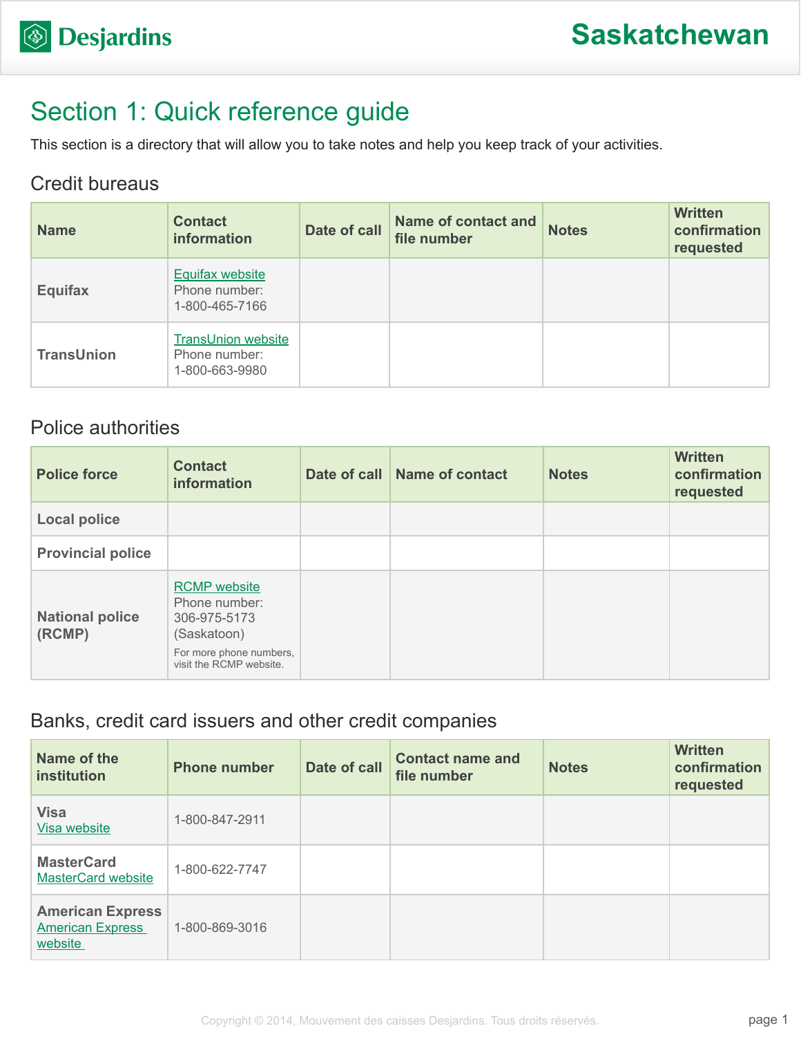# Saskatchewan

## Section 1: Quick reference guide

This section is a directory that will allow you to take notes and help you keep track of your activities.

### Credit bureaus

| Name | Contact information | Date of call | Name of contact and file number | Notes | Written confirmation requested |
|---|---|---|---|---|---|
| Equifax | Equifax website<br>Phone number:<br>1-800-465-7166 | | | | |
| TransUnion | TransUnion website<br>Phone number:<br>1-800-663-9980 | | | | |

### Police authorities

| Police force | Contact information | Date of call | Name of contact | Notes | Written confirmation requested |
|---|---|---|---|---|---|
| Local police | | | | | |
| Provincial police | | | | | |
| National police (RCMP) | RCMP website<br>Phone number:<br>306-975-5173 (Saskatoon)<br>For more phone numbers, visit the RCMP website. | | | | |

### Banks, credit card issuers and other credit companies

| Name of the institution | Phone number | Date of call | Contact name and file number | Notes | Written confirmation requested |
|---|---|---|---|---|---|
| Visa<br>Visa website | 1-800-847-2911 | | | | |
| MasterCard<br>MasterCard website | 1-800-622-7747 | | | | |
| American Express<br>American Express website | 1-800-869-3016 | | | | |

Copyright © 2014, Mouvement des caisses Desjardins. Tous droits réservés.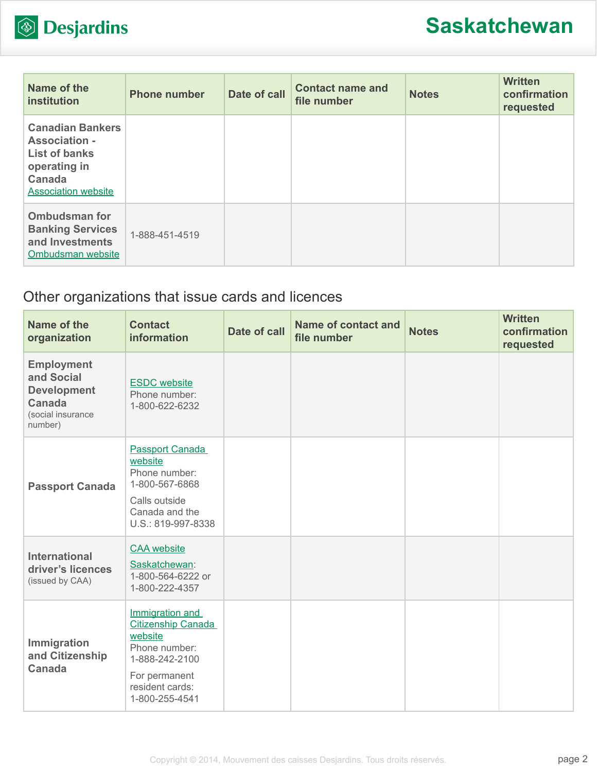| Name of the institution | Phone number | Date of call | Contact name and file number | Notes | Written confirmation requested |
|---|---|---|---|---|---|
| **Canadian Bankers Association - List of banks operating in Canada** Association website | | | | | |
| **Ombudsman for Banking Services and Investments** Ombudsman website | 1-888-451-4519 | | | | |

## Other organizations that issue cards and licences

| Name of the organization | Contact information | Date of call | Name of contact and file number | Notes | Written confirmation requested |
|---|---|---|---|---|---|
| **Employment and Social Development Canada** (social insurance number) | ESDC website Phone number: 1-800-622-6232 | | | | |
| **Passport Canada** | Passport Canada website Phone number: 1-800-567-6868 Calls outside Canada and the U.S.: 819-997-8338 | | | | |
| **International driver's licences** (issued by CAA) | CAA website Saskatchewan: 1-800-564-6222 or 1-800-222-4357 | | | | |
| **Immigration and Citizenship Canada** | Immigration and Citizenship Canada website Phone number: 1-888-242-2100 For permanent resident cards: 1-800-255-4541 | | | | |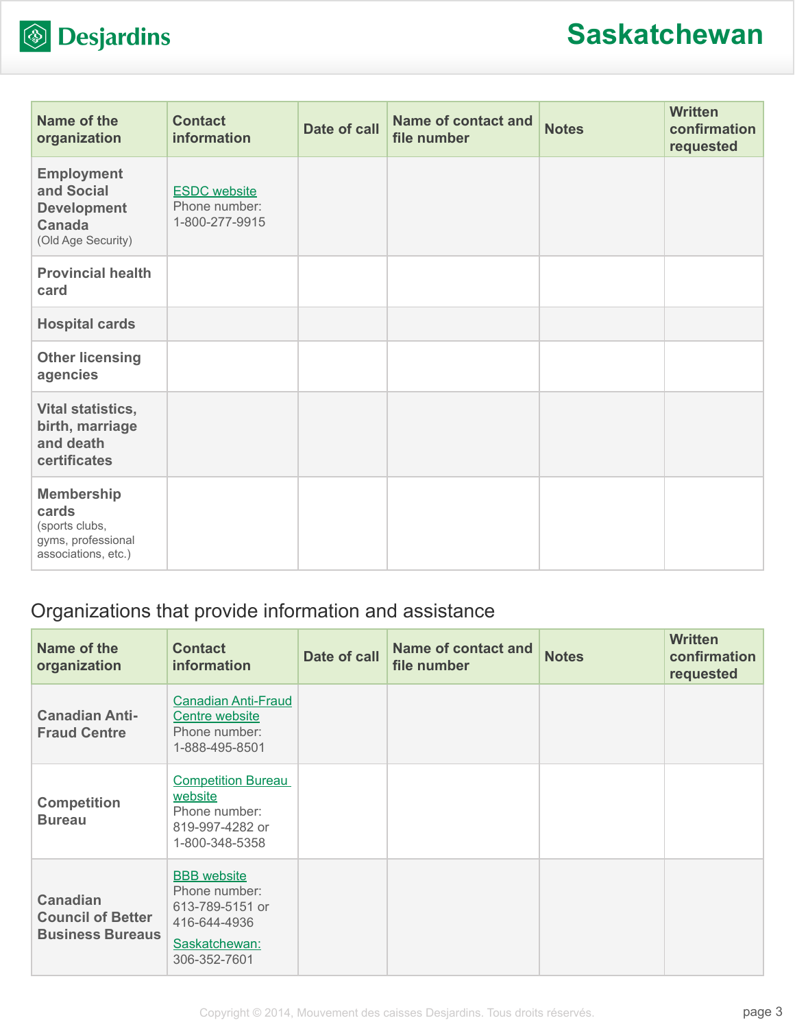| Name of the organization | Contact information | Date of call | Name of contact and file number | Notes | Written confirmation requested |
|---|---|---|---|---|---|
| **Employment and Social Development Canada** (Old Age Security) | ESDC website<br>Phone number:<br>1-800-277-9915 | | | | |
| **Provincial health card** | | | | | |
| **Hospital cards** | | | | | |
| **Other licensing agencies** | | | | | |
| **Vital statistics, birth, marriage and death certificates** | | | | | |
| **Membership cards** (sports clubs, gyms, professional associations, etc.) | | | | | |

## Organizations that provide information and assistance

| Name of the organization | Contact information | Date of call | Name of contact and file number | Notes | Written confirmation requested |
|---|---|---|---|---|---|
| **Canadian Anti-Fraud Centre** | Canadian Anti-Fraud Centre website<br>Phone number:<br>1-888-495-8501 | | | | |
| **Competition Bureau** | Competition Bureau website<br>Phone number:<br>819-997-4282 or<br>1-800-348-5358 | | | | |
| **Canadian Council of Better Business Bureaus** | BBB website<br>Phone number:<br>613-789-5151 or<br>416-644-4936<br>Saskatchewan:<br>306-352-7601 | | | | |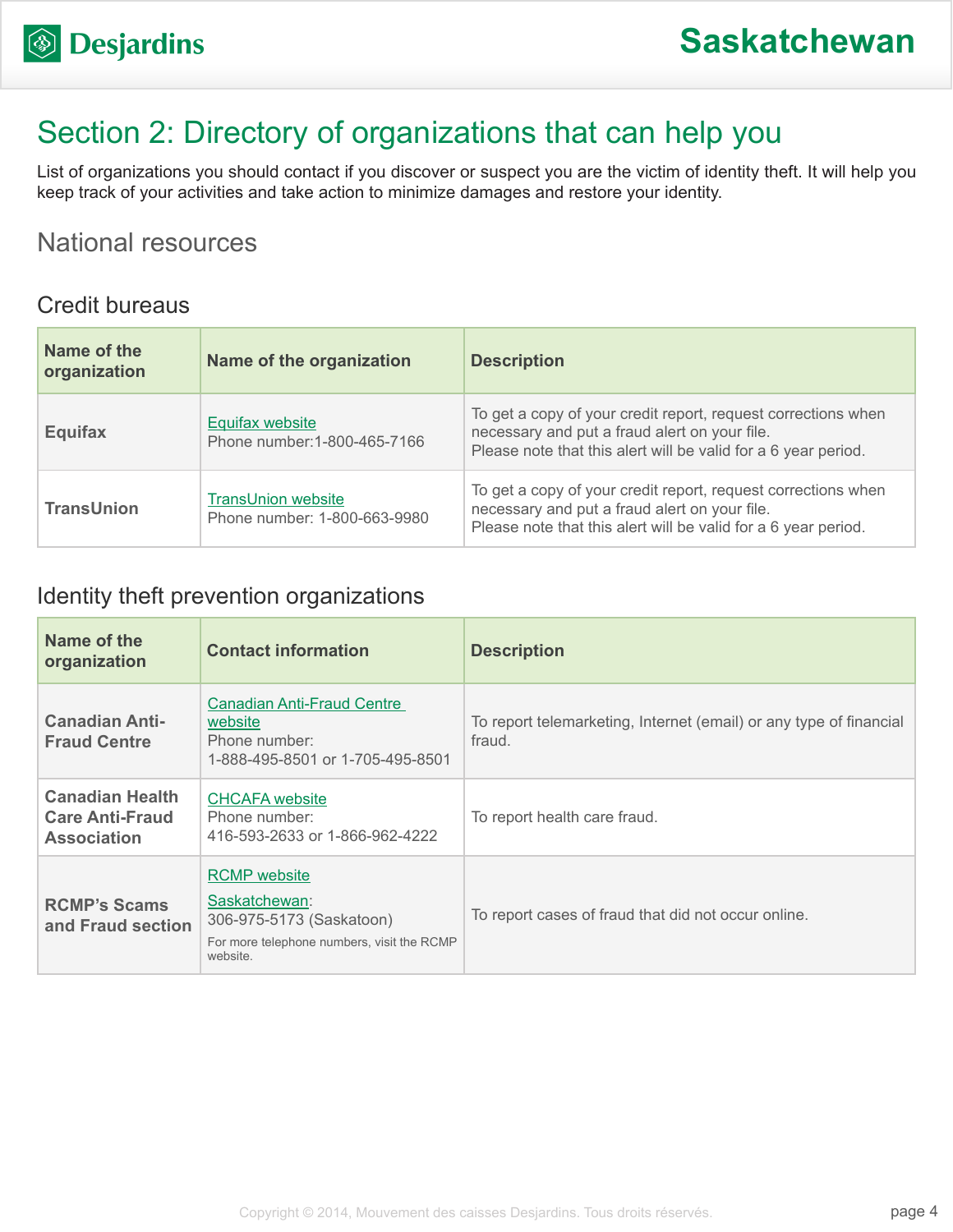## Section 2: Directory of organizations that can help you

List of organizations you should contact if you discover or suspect you are the victim of identity theft. It will help you keep track of your activities and take action to minimize damages and restore your identity.

### National resources

#### Credit bureaus

| Name of the organization | Name of the organization | Description |
|---|---|---|
| **Equifax** | Equifax website<br>Phone number:1-800-465-7166 | To get a copy of your credit report, request corrections when necessary and put a fraud alert on your file.<br>Please note that this alert will be valid for a 6 year period. |
| **TransUnion** | TransUnion website<br>Phone number: 1-800-663-9980 | To get a copy of your credit report, request corrections when necessary and put a fraud alert on your file.<br>Please note that this alert will be valid for a 6 year period. |

#### Identity theft prevention organizations

| Name of the organization | Contact information | Description |
|---|---|---|
| **Canadian Anti-Fraud Centre** | Canadian Anti-Fraud Centre website<br>Phone number:<br>1-888-495-8501 or 1-705-495-8501 | To report telemarketing, Internet (email) or any type of financial fraud. |
| **Canadian Health Care Anti-Fraud Association** | CHCAFA website<br>Phone number:<br>416-593-2633 or 1-866-962-4222 | To report health care fraud. |
| **RCMP's Scams and Fraud section** | RCMP website<br>Saskatchewan:<br>306-975-5173 (Saskatoon)<br>For more telephone numbers, visit the RCMP website. | To report cases of fraud that did not occur online. |

Copyright © 2014, Mouvement des caisses Desjardins. Tous droits réservés.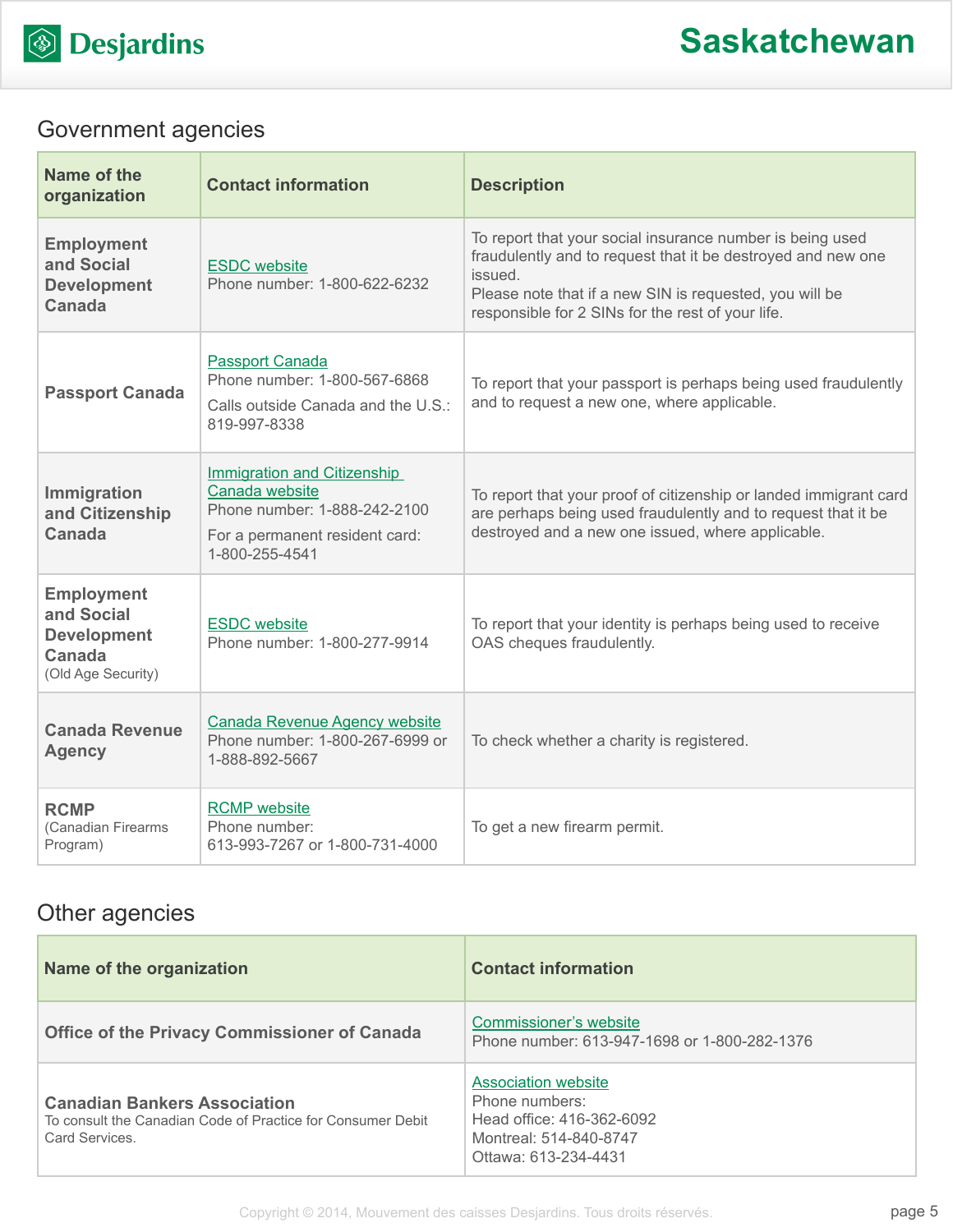## Government agencies

| Name of the organization | Contact information | Description |
|---|---|---|
| **Employment and Social Development Canada** | ESDC website<br>Phone number: 1-800-622-6232 | To report that your social insurance number is being used fraudulently and to request that it be destroyed and new one issued.<br>Please note that if a new SIN is requested, you will be responsible for 2 SINs for the rest of your life. |
| **Passport Canada** | Passport Canada<br>Phone number: 1-800-567-6868<br>Calls outside Canada and the U.S.: 819-997-8338 | To report that your passport is perhaps being used fraudulently and to request a new one, where applicable. |
| **Immigration and Citizenship Canada** | Immigration and Citizenship Canada website<br>Phone number: 1-888-242-2100<br>For a permanent resident card: 1-800-255-4541 | To report that your proof of citizenship or landed immigrant card are perhaps being used fraudulently and to request that it be destroyed and a new one issued, where applicable. |
| **Employment and Social Development Canada** (Old Age Security) | ESDC website<br>Phone number: 1-800-277-9914 | To report that your identity is perhaps being used to receive OAS cheques fraudulently. |
| **Canada Revenue Agency** | Canada Revenue Agency website<br>Phone number: 1-800-267-6999 or 1-888-892-5667 | To check whether a charity is registered. |
| **RCMP** (Canadian Firearms Program) | RCMP website<br>Phone number: 613-993-7267 or 1-800-731-4000 | To get a new firearm permit. |

## Other agencies

| Name of the organization | Contact information |
|---|---|
| **Office of the Privacy Commissioner of Canada** | Commissioner's website<br>Phone number: 613-947-1698 or 1-800-282-1376 |
| **Canadian Bankers Association**<br>To consult the Canadian Code of Practice for Consumer Debit Card Services. | Association website<br>Phone numbers:<br>Head office: 416-362-6092<br>Montreal: 514-840-8747<br>Ottawa: 613-234-4431 |

Copyright © 2014, Mouvement des caisses Desjardins. Tous droits réservés.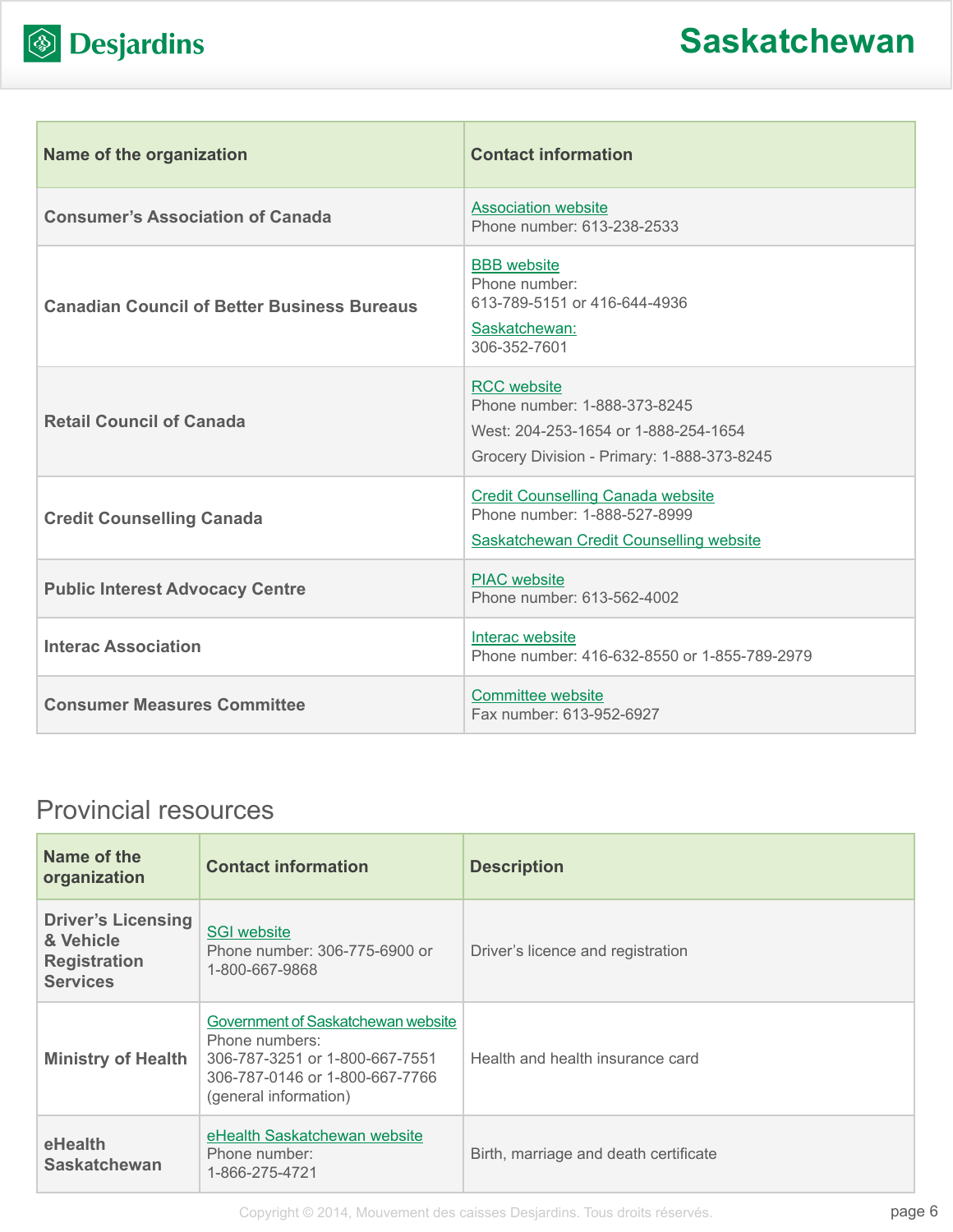| Name of the organization | Contact information |
|---|---|
| **Consumer's Association of Canada** | Association website<br>Phone number: 613-238-2533 |
| **Canadian Council of Better Business Bureaus** | BBB website<br>Phone number:<br>613-789-5151 or 416-644-4936<br>Saskatchewan:<br>306-352-7601 |
| **Retail Council of Canada** | RCC website<br>Phone number: 1-888-373-8245<br>West: 204-253-1654 or 1-888-254-1654<br>Grocery Division - Primary: 1-888-373-8245 |
| **Credit Counselling Canada** | Credit Counselling Canada website<br>Phone number: 1-888-527-8999<br>Saskatchewan Credit Counselling website |
| **Public Interest Advocacy Centre** | PIAC website<br>Phone number: 613-562-4002 |
| **Interac Association** | Interac website<br>Phone number: 416-632-8550 or 1-855-789-2979 |
| **Consumer Measures Committee** | Committee website<br>Fax number: 613-952-6927 |

## Provincial resources

| Name of the organization | Contact information | Description |
|---|---|---|
| **Driver's Licensing & Vehicle Registration Services** | SGI website<br>Phone number: 306-775-6900 or 1-800-667-9868 | Driver's licence and registration |
| **Ministry of Health** | Government of Saskatchewan website<br>Phone numbers:<br>306-787-3251 or 1-800-667-7551<br>306-787-0146 or 1-800-667-7766 (general information) | Health and health insurance card |
| **eHealth Saskatchewan** | eHealth Saskatchewan website<br>Phone number:<br>1-866-275-4721 | Birth, marriage and death certificate |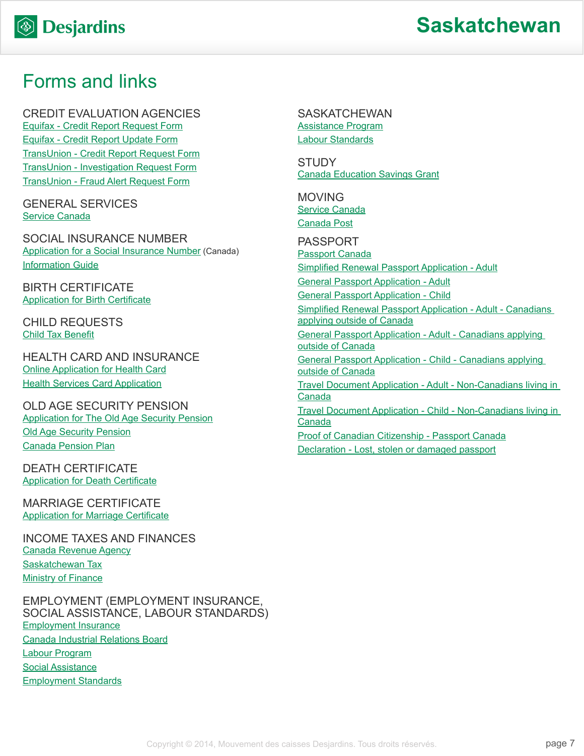# Forms and links

## CREDIT EVALUATION AGENCIES

Equifax - Credit Report Request Form
Equifax - Credit Report Update Form
TransUnion - Credit Report Request Form
TransUnion - Investigation Request Form
TransUnion - Fraud Alert Request Form

## GENERAL SERVICES

Service Canada

## SOCIAL INSURANCE NUMBER

Application for a Social Insurance Number (Canada)
Information Guide

## BIRTH CERTIFICATE

Application for Birth Certificate

## CHILD REQUESTS

Child Tax Benefit

## HEALTH CARD AND INSURANCE

Online Application for Health Card
Health Services Card Application

## OLD AGE SECURITY PENSION

Application for The Old Age Security Pension
Old Age Security Pension
Canada Pension Plan

## DEATH CERTIFICATE

Application for Death Certificate

## MARRIAGE CERTIFICATE

Application for Marriage Certificate

## INCOME TAXES AND FINANCES

Canada Revenue Agency
Saskatchewan Tax
Ministry of Finance

## EMPLOYMENT (EMPLOYMENT INSURANCE, SOCIAL ASSISTANCE, LABOUR STANDARDS)

Employment Insurance
Canada Industrial Relations Board
Labour Program
Social Assistance
Employment Standards

## SASKATCHEWAN

Assistance Program
Labour Standards

## STUDY

Canada Education Savings Grant

## MOVING

Service Canada
Canada Post

## PASSPORT

Passport Canada
Simplified Renewal Passport Application - Adult
General Passport Application - Adult
General Passport Application - Child
Simplified Renewal Passport Application - Adult - Canadians applying outside of Canada
General Passport Application - Adult - Canadians applying outside of Canada
General Passport Application - Child - Canadians applying outside of Canada
Travel Document Application - Adult - Non-Canadians living in Canada
Travel Document Application - Child - Non-Canadians living in Canada
Proof of Canadian Citizenship - Passport Canada
Declaration - Lost, stolen or damaged passport